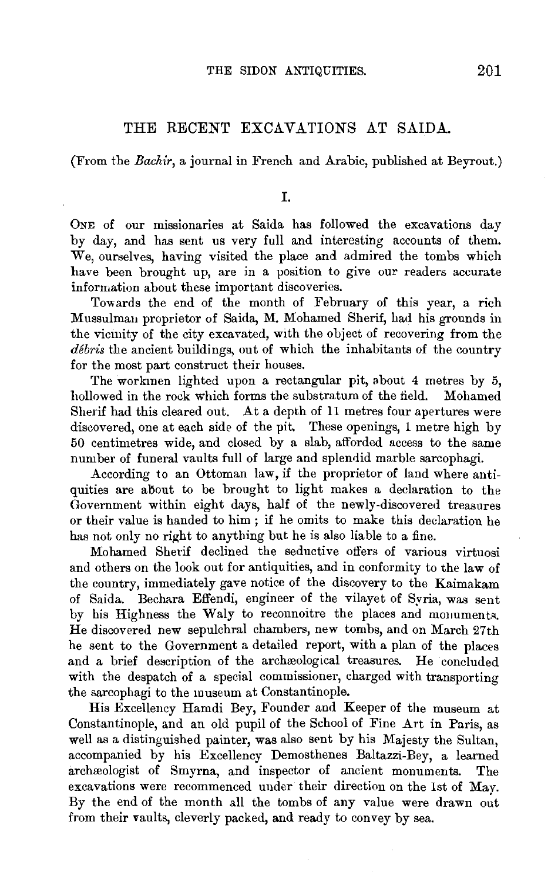## THE RECENT EXCAVATIONS AT SAIDA.

(From the *Bachir*, a journal in French and Arabic, published at Beyrout.)

### I.

One of our missionaries at Saida has followed the excavations day by day, and has sent us very full and interesting accounts of them. We, ourselves, having visited the place and admired the tombs which have been brought up, are in a position to give our readers accurate information about these important discoveries.

Towards the end of the month of February of this year, a rich Mussulman proprietor of Saida, M. Mohamed Sherif, had his grounds in the vicinity of the city excavated, with the object of recovering from the *débris* the ancient buildings, out of which the inhabitants of the country for the most part construct their houses.

The workmen lighted upon a rectangular pit, about 4 metres by 5, hollowed in the rock which forms the substratum of the field. Mohamed Sherif had this cleared out. At a depth of 11 metres four apertures were discovered, one at each side of the pit. These openings, 1 metre high by 50 centimetres wide, and closed by a slab, afforded access to the same number of funeral vaults full of large and splendid marble sarcophagi.

According to an Ottoman law, if the proprietor of land where antiquities are about to be brought to light makes a declaration to the Government within eight days, half of the newly-discovered treasures or their value is handed to him; if he omits to make this declaration he has not only no right to anything but he is also liable to a fine.

Mohamed Sherif declined the seductive offers of various virtuosi and others on the look out for antiquities, and in conformity to the law of the country, immediately gave notice of the discovery to the Kaimakam of Saida. Bechara Effendi, engineer of the vilayet of Syria, was sent by his Highness the Waly to reconnoitre the places and monuments. He discovered new sepulchral chambers, new tombs, and on March 27th he sent to the Government a detailed report, with a plan of the places and a brief description of the archæological treasures. He concluded with the despatch of a special commissioner, charged with transporting the sarcophagi to the museum at Constantinople.

His Excellency Hamdi Bey, Founder and Keeper of the museum at Constantinople, and an old pupil of the School of Fine Art in Paris, as well as a distinguished painter, was also sent by his Majesty the Sultan, accompanied by his Excellency Demosthenes Baltazzi-Bey, a learned archæologist of Smyrna, and inspector of ancient monuments. The excavations were recommenced under their direction on the 1st of May. By the end of the month all the tombs of any value were drawn out from their vaults, cleverly packed, and ready to convey by sea.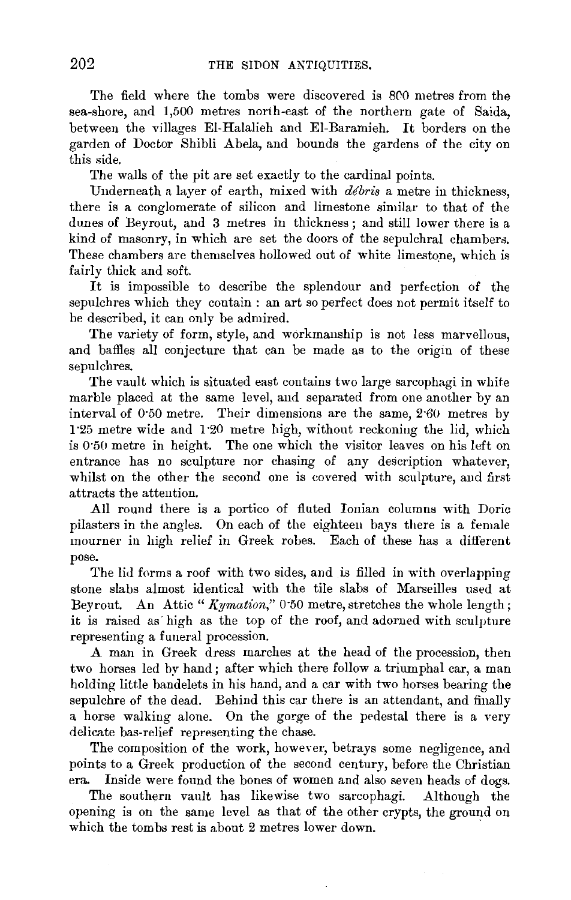The field where the tombs were discovered is 800 metres from the sea-shore, and 1,500 metres north-east of the northern gate of Saida, between the villages El-Halalieh and El-Baramieh. It borders on the garden of Doctor Shibli Abela, and bounds the gardens of the city on this side.

The walls of the pit are set exactly to the cardinal points.

Underneath a layer of earth, mixed with *débris* a metre in thickness, there is a conglomerate of silicon and limestone similar to that of the dunes of Beyrout, and 3 metres in thickness; and still lower there is a kind of masonry, in which are set the doors of the sepulchral chambers. These chambers are themselves hollowed out of white limestone, which is fairly thick and soft.

It is impossible to describe the splendour and perfection of the sepulchres which they contain: an art so perfect does not permit itself to be described, it can only be admired.

The variety of form, style, and workmanship is not less marvellous, and baffles all conjecture that can be made as to the origin of these sepulchres.

The vault which is situated east contains two large sarcophagi in white marble placed at the same level, and separated from one another by an interval of 0·50 metre. Their dimensions are the same, 2·60 metres by 1·25 metre wide and 1·20 metre high, without reckoning the lid, which is 0·50 metre in height. The one which the visitor leaves on his left on entrance has no sculpture nor chasing of any description whatever, whilst on the other the second one is covered with sculpture, and first attracts the attention.

All round there is a portico of fluted Ionian columns with Doric pilasters in the angles. On each of the eighteen bays there is a female mourner in high relief in Greek robes. Each of these has a different pose.

The lid forms a roof with two sides, and is filled in with overlapping stone slabs almost identical with the tile slabs of Marseilles used at Beyrout. An Attic "*Kymation*," 0·50 metre, stretches the whole length; it is raised as high as the top of the roof, and adorned with sculpture representing a funeral procession.

A man in Greek dress marches at the head of the procession, then two horses led by hand; after which there follow a triumphal car, a man holding little bandelets in his hand, and a car with two horses bearing the sepulchre of the dead. Behind this car there is an attendant, and finally a horse walking alone. On the gorge of the pedestal there is a very delicate bas-relief representing the chase.

The composition of the work, however, betrays some negligence, and points to a Greek production of the second century, before the Christian era. Inside were found the bones of women and also seven heads of dogs.

The southern vault has likewise two sarcophagi. Although the opening is on the same level as that of the other crypts, the ground on which the tombs rest is about 2 metres lower down.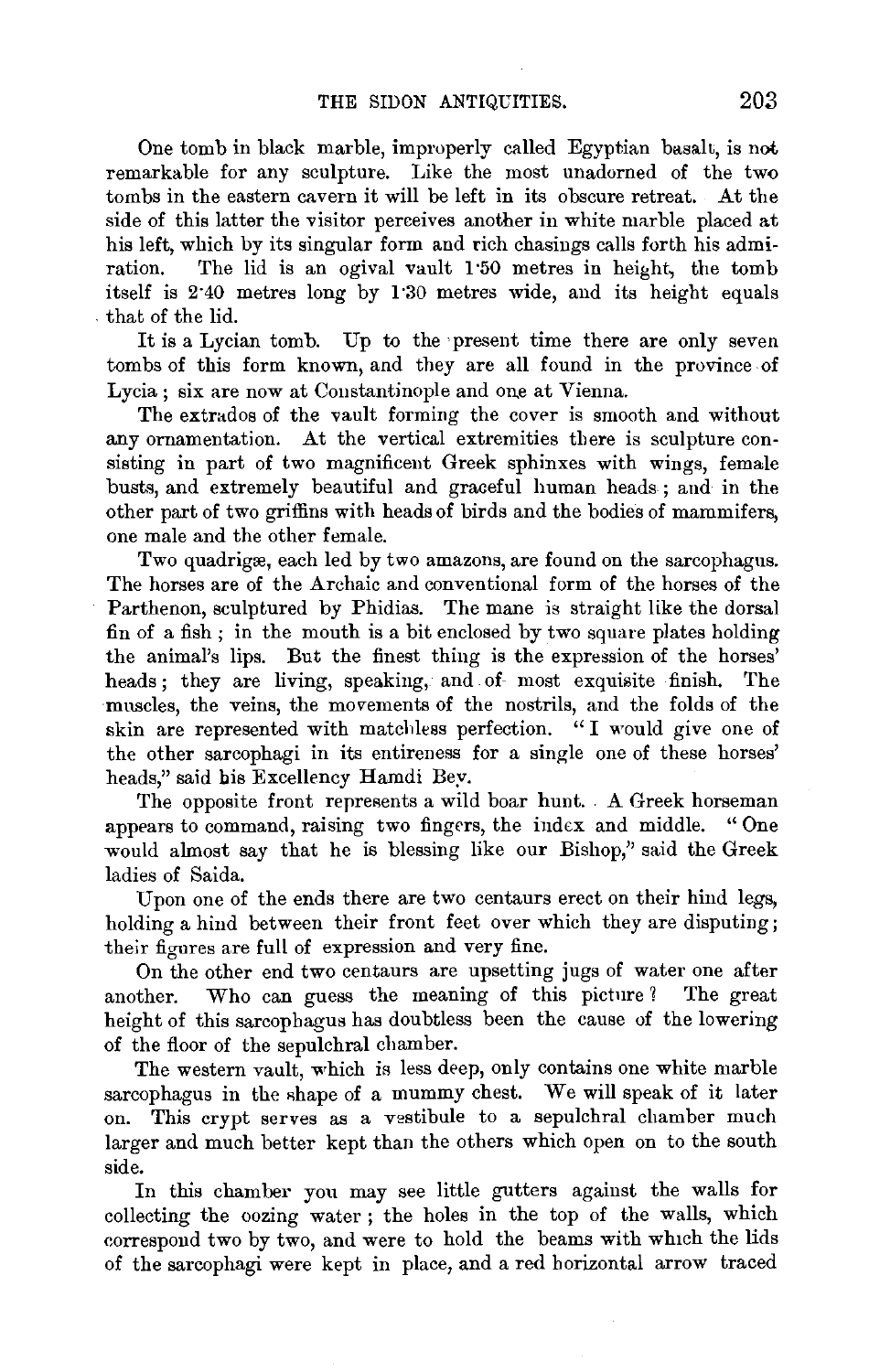One tomb in black marble, improperly called Egyptian basalt, is not remarkable for any sculpture. Like the most unadorned of the two tombs in the eastern cavern it will be left in its obscure retreat. At the side of this latter the visitor perceives another in white marble placed at his left, which by its singular form and rich chasings calls forth his admiration. The lid is an ogival vault 1·50 metres in height, the tomb itself is 2·40 metres long by 1·30 metres wide, and its height equals that of the lid.

It is a Lycian tomb. Up to the present time there are only seven tombs of this form known, and they are all found in the province of Lycia; six are now at Constantinople and one at Vienna.

The extrados of the vault forming the cover is smooth and without any ornamentation. At the vertical extremities there is sculpture consisting in part of two magnificent Greek sphinxes with wings, female busts, and extremely beautiful and graceful human heads; and in the other part of two griffins with heads of birds and the bodies of mammifers, one male and the other female.

Two quadrigæ, each led by two amazons, are found on the sarcophagus. The horses are of the Archaic and conventional form of the horses of the Parthenon, sculptured by Phidias. The mane is straight like the dorsal fin of a fish; in the mouth is a bit enclosed by two square plates holding the animal's lips. But the finest thing is the expression of the horses' heads; they are living, speaking, and of most exquisite finish. The muscles, the veins, the movements of the nostrils, and the folds of the skin are represented with matchless perfection. "I would give one of the other sarcophagi in its entireness for a single one of these horses' heads," said his Excellency Hamdi Bey.

The opposite front represents a wild boar hunt. A Greek horseman appears to command, raising two fingers, the index and middle. "One would almost say that he is blessing like our Bishop," said the Greek ladies of Saida.

Upon one of the ends there are two centaurs erect on their hind legs, holding a hind between their front feet over which they are disputing; their figures are full of expression and very fine.

On the other end two centaurs are upsetting jugs of water one after another. Who can guess the meaning of this picture? The great height of this sarcophagus has doubtless been the cause of the lowering of the floor of the sepulchral chamber.

The western vault, which is less deep, only contains one white marble sarcophagus in the shape of a mummy chest. We will speak of it later on. This crypt serves as a vestibule to a sepulchral chamber much larger and much better kept than the others which open on to the south side.

In this chamber you may see little gutters against the walls for collecting the oozing water; the holes in the top of the walls, which correspond two by two, and were to hold the beams with which the lids of the sarcophagi were kept in place, and a red horizontal arrow traced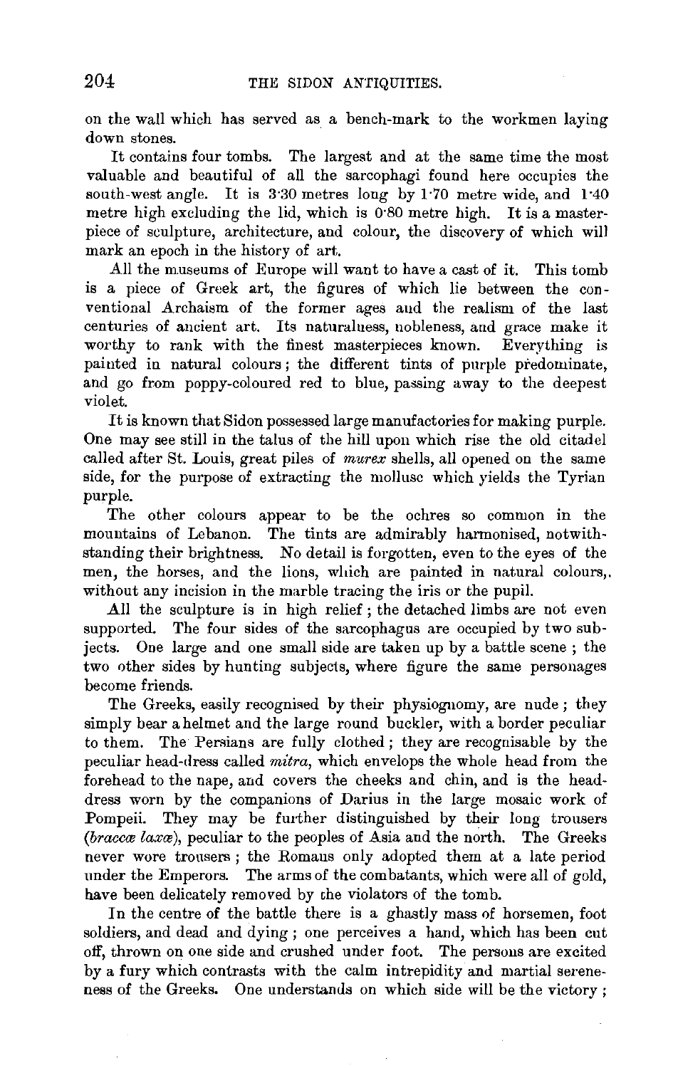on the wall which has served as a bench-mark to the workmen laying down stones.

It contains four tombs. The largest and at the same time the most valuable and beautiful of all the sarcophagi found here occupies the south-west angle. It is 3·30 metres long by 1·70 metre wide, and 1·40 metre high excluding the lid, which is 0·80 metre high. It is a masterpiece of sculpture, architecture, and colour, the discovery of which will mark an epoch in the history of art.

All the museums of Europe will want to have a cast of it. This tomb is a piece of Greek art, the figures of which lie between the conventional Archaism of the former ages and the realism of the last centuries of ancient art. Its naturalness, nobleness, and grace make it worthy to rank with the finest masterpieces known. Everything is painted in natural colours; the different tints of purple predominate, and go from poppy-coloured red to blue, passing away to the deepest violet.

It is known that Sidon possessed large manufactories for making purple. One may see still in the talus of the hill upon which rise the old citadel called after St. Louis, great piles of *murex* shells, all opened on the same side, for the purpose of extracting the mollusc which yields the Tyrian purple.

The other colours appear to be the ochres so common in the mountains of Lebanon. The tints are admirably harmonised, notwithstanding their brightness. No detail is forgotten, even to the eyes of the men, the horses, and the lions, which are painted in natural colours, without any incision in the marble tracing the iris or the pupil.

All the sculpture is in high relief; the detached limbs are not even supported. The four sides of the sarcophagus are occupied by two subjects. One large and one small side are taken up by a battle scene; the two other sides by hunting subjects, where figure the same personages become friends.

The Greeks, easily recognised by their physiognomy, are nude; they simply bear a helmet and the large round buckler, with a border peculiar to them. The Persians are fully clothed; they are recognisable by the peculiar head-dress called *mitra*, which envelops the whole head from the forehead to the nape, and covers the cheeks and chin, and is the head-dress worn by the companions of Darius in the large mosaic work of Pompeii. They may be further distinguished by their long trousers (*braccæ laxæ*), peculiar to the peoples of Asia and the north. The Greeks never wore trousers; the Romans only adopted them at a late period under the Emperors. The arms of the combatants, which were all of gold, have been delicately removed by the violators of the tomb.

In the centre of the battle there is a ghastly mass of horsemen, foot soldiers, and dead and dying; one perceives a hand, which has been cut off, thrown on one side and crushed under foot. The persons are excited by a fury which contrasts with the calm intrepidity and martial sereneness of the Greeks. One understands on which side will be the victory;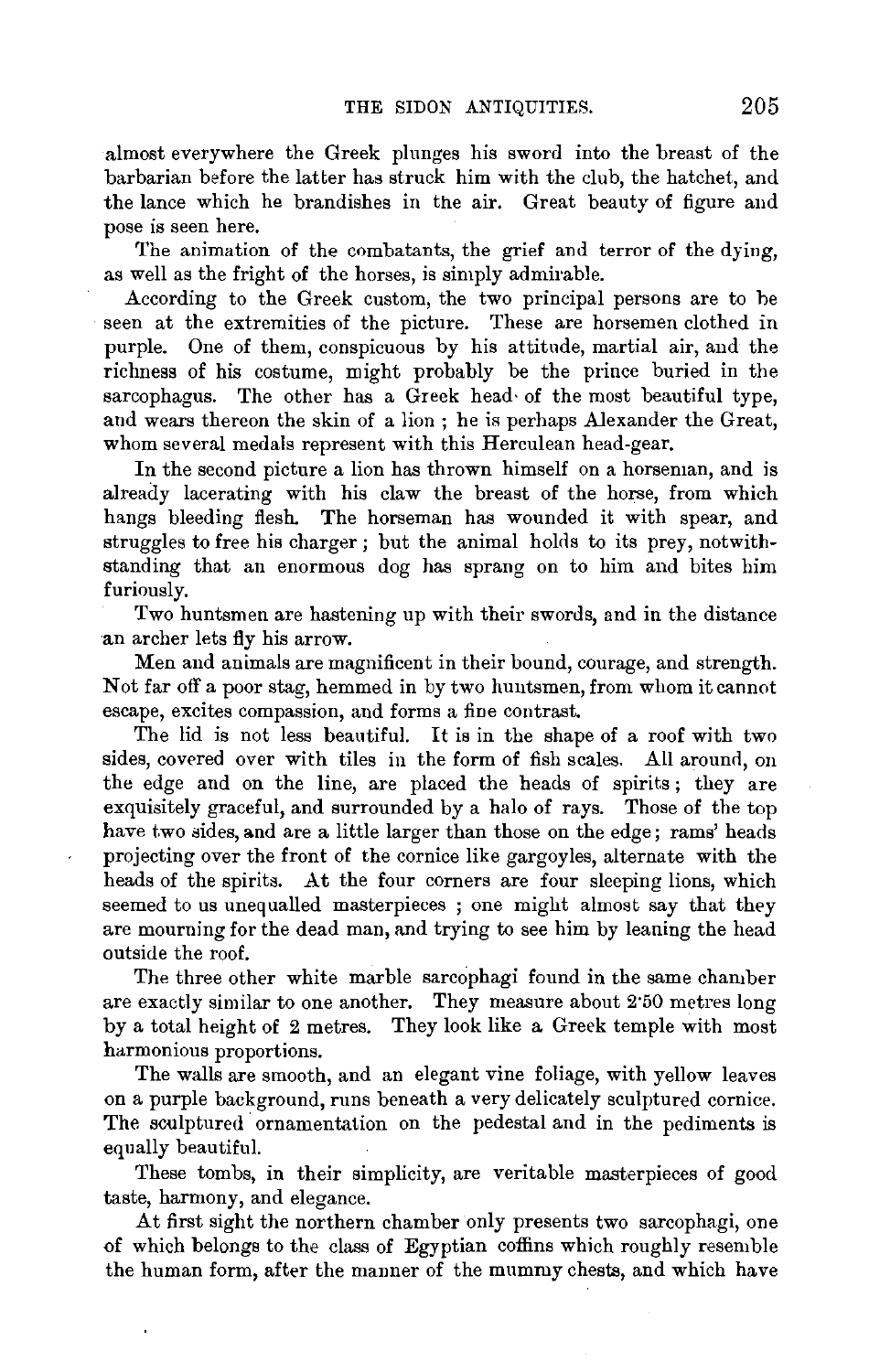almost everywhere the Greek plunges his sword into the breast of the barbarian before the latter has struck him with the club, the hatchet, and the lance which he brandishes in the air. Great beauty of figure and pose is seen here.

The animation of the combatants, the grief and terror of the dying, as well as the fright of the horses, is simply admirable.

According to the Greek custom, the two principal persons are to be seen at the extremities of the picture. These are horsemen clothed in purple. One of them, conspicuous by his attitude, martial air, and the richness of his costume, might probably be the prince buried in the sarcophagus. The other has a Greek head of the most beautiful type, and wears thereon the skin of a lion ; he is perhaps Alexander the Great, whom several medals represent with this Herculean head-gear.

In the second picture a lion has thrown himself on a horseman, and is already lacerating with his claw the breast of the horse, from which hangs bleeding flesh. The horseman has wounded it with spear, and struggles to free his charger ; but the animal holds to its prey, notwithstanding that an enormous dog has sprang on to him and bites him furiously.

Two huntsmen are hastening up with their swords, and in the distance an archer lets fly his arrow.

Men and animals are magnificent in their bound, courage, and strength. Not far off a poor stag, hemmed in by two huntsmen, from whom it cannot escape, excites compassion, and forms a fine contrast.

The lid is not less beautiful. It is in the shape of a roof with two sides, covered over with tiles in the form of fish scales. All around, on the edge and on the line, are placed the heads of spirits; they are exquisitely graceful, and surrounded by a halo of rays. Those of the top have two sides, and are a little larger than those on the edge; rams' heads projecting over the front of the cornice like gargoyles, alternate with the heads of the spirits. At the four corners are four sleeping lions, which seemed to us unequalled masterpieces ; one might almost say that they are mourning for the dead man, and trying to see him by leaning the head outside the roof.

The three other white marble sarcophagi found in the same chamber are exactly similar to one another. They measure about 2·50 metres long by a total height of 2 metres. They look like a Greek temple with most harmonious proportions.

The walls are smooth, and an elegant vine foliage, with yellow leaves on a purple background, runs beneath a very delicately sculptured cornice. The sculptured ornamentation on the pedestal and in the pediments is equally beautiful.

These tombs, in their simplicity, are veritable masterpieces of good taste, harmony, and elegance.

At first sight the northern chamber only presents two sarcophagi, one of which belongs to the class of Egyptian coffins which roughly resemble the human form, after the manner of the mummy chests, and which have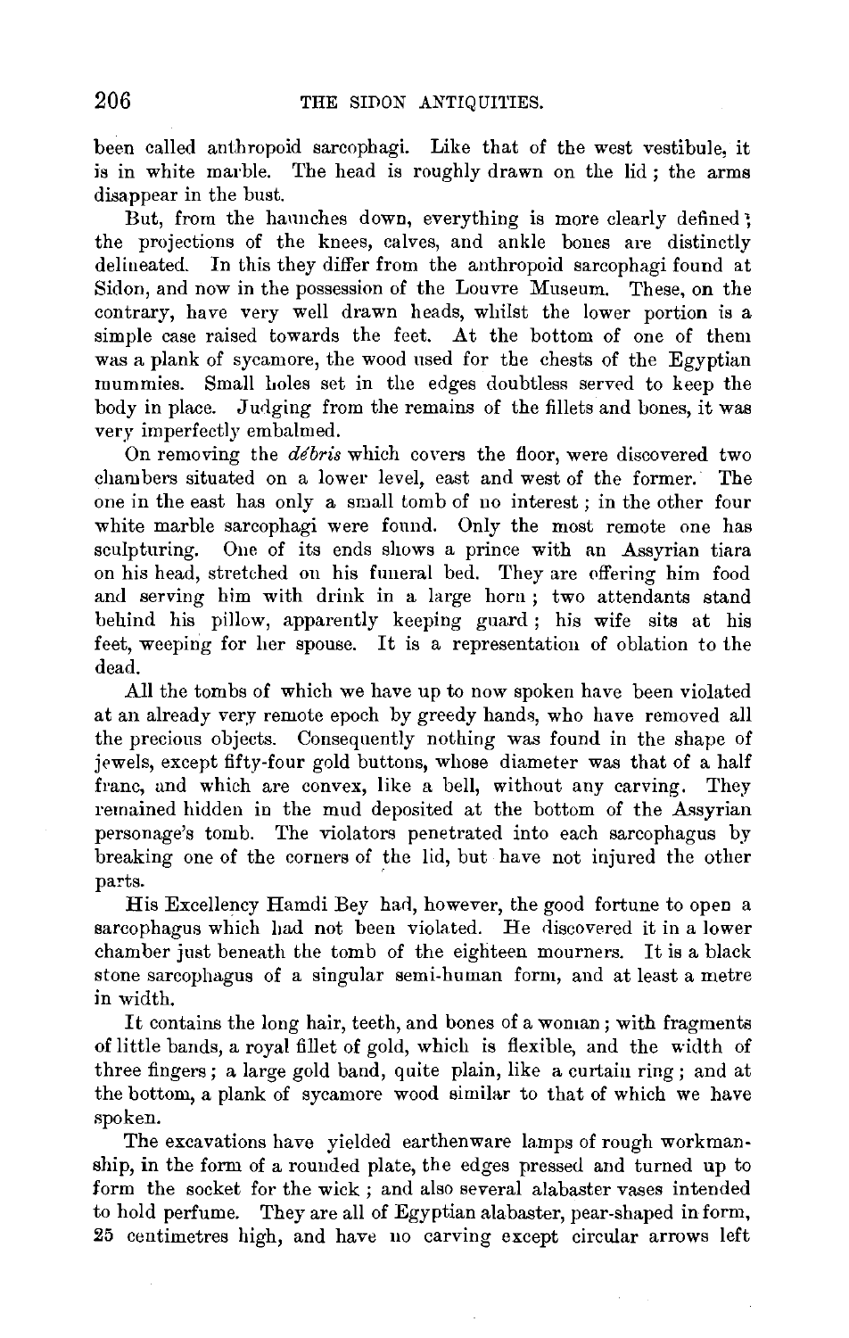been called anthropoid sarcophagi. Like that of the west vestibule, it is in white marble. The head is roughly drawn on the lid; the arms disappear in the bust.

But, from the haunches down, everything is more clearly defined; the projections of the knees, calves, and ankle bones are distinctly delineated. In this they differ from the anthropoid sarcophagi found at Sidon, and now in the possession of the Louvre Museum. These, on the contrary, have very well drawn heads, whilst the lower portion is a simple case raised towards the feet. At the bottom of one of them was a plank of sycamore, the wood used for the chests of the Egyptian mummies. Small holes set in the edges doubtless served to keep the body in place. Judging from the remains of the fillets and bones, it was very imperfectly embalmed.

On removing the *débris* which covers the floor, were discovered two chambers situated on a lower level, east and west of the former. The one in the east has only a small tomb of no interest; in the other four white marble sarcophagi were found. Only the most remote one has sculpturing. One of its ends shows a prince with an Assyrian tiara on his head, stretched on his funeral bed. They are offering him food and serving him with drink in a large horn; two attendants stand behind his pillow, apparently keeping guard; his wife sits at his feet, weeping for her spouse. It is a representation of oblation to the dead.

All the tombs of which we have up to now spoken have been violated at an already very remote epoch by greedy hands, who have removed all the precious objects. Consequently nothing was found in the shape of jewels, except fifty-four gold buttons, whose diameter was that of a half franc, and which are convex, like a bell, without any carving. They remained hidden in the mud deposited at the bottom of the Assyrian personage's tomb. The violators penetrated into each sarcophagus by breaking one of the corners of the lid, but have not injured the other parts.

His Excellency Hamdi Bey had, however, the good fortune to open a sarcophagus which had not been violated. He discovered it in a lower chamber just beneath the tomb of the eighteen mourners. It is a black stone sarcophagus of a singular semi-human form, and at least a metre in width.

It contains the long hair, teeth, and bones of a woman; with fragments of little bands, a royal fillet of gold, which is flexible, and the width of three fingers; a large gold band, quite plain, like a curtain ring; and at the bottom, a plank of sycamore wood similar to that of which we have spoken.

The excavations have yielded earthenware lamps of rough workmanship, in the form of a rounded plate, the edges pressed and turned up to form the socket for the wick; and also several alabaster vases intended to hold perfume. They are all of Egyptian alabaster, pear-shaped in form, 25 centimetres high, and have no carving except circular arrows left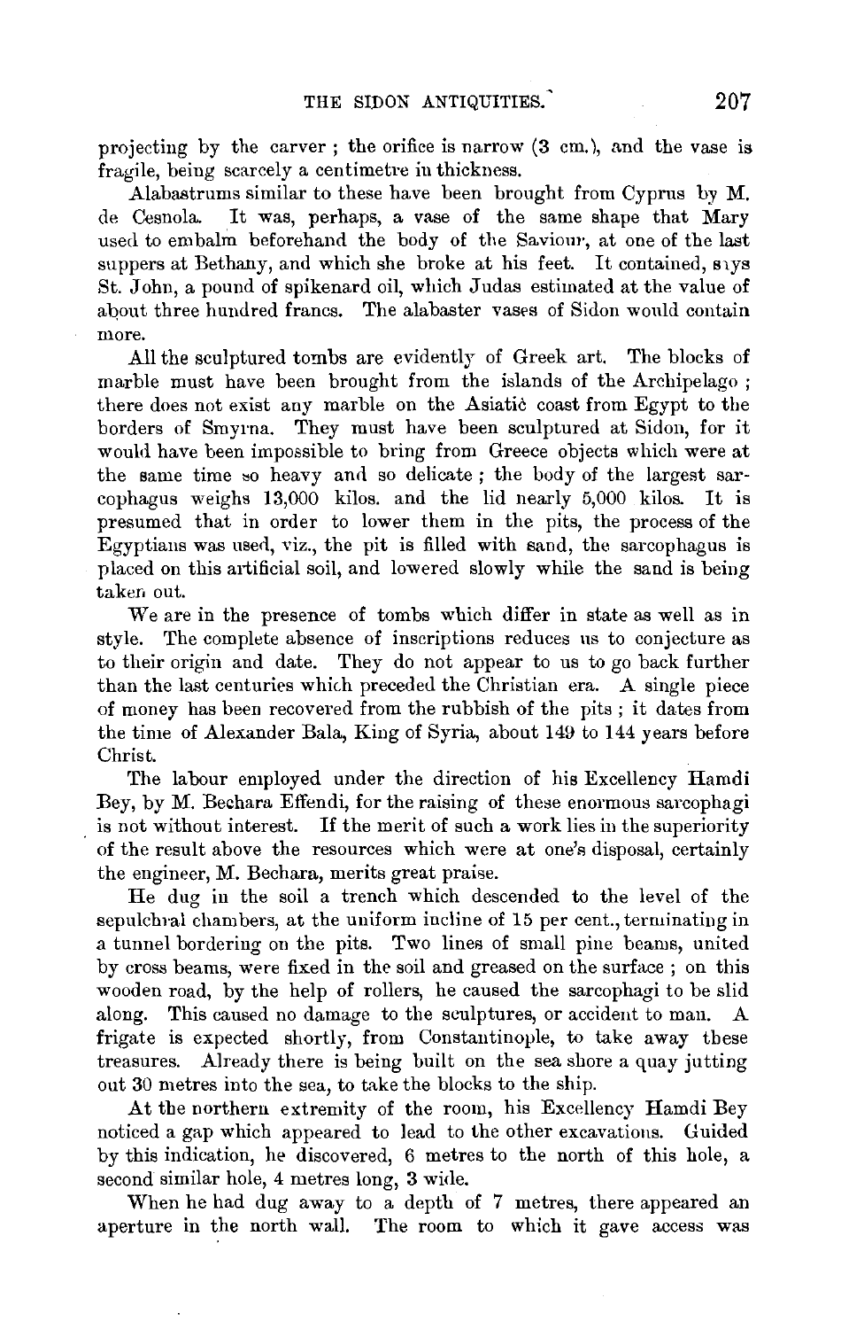projecting by the carver ; the orifice is narrow (3 cm.), and the vase is fragile, being scarcely a centimetre in thickness.

Alabastrums similar to these have been brought from Cyprus by M. de Cesnola. It was, perhaps, a vase of the same shape that Mary used to embalm beforehand the body of the Saviour, at one of the last suppers at Bethany, and which she broke at his feet. It contained, says St. John, a pound of spikenard oil, which Judas estimated at the value of about three hundred francs. The alabaster vases of Sidon would contain more.

All the sculptured tombs are evidently of Greek art. The blocks of marble must have been brought from the islands of the Archipelago ; there does not exist any marble on the Asiatic coast from Egypt to the borders of Smyrna. They must have been sculptured at Sidon, for it would have been impossible to bring from Greece objects which were at the same time so heavy and so delicate ; the body of the largest sarcophagus weighs 13,000 kilos. and the lid nearly 5,000 kilos. It is presumed that in order to lower them in the pits, the process of the Egyptians was used, viz., the pit is filled with sand, the sarcophagus is placed on this artificial soil, and lowered slowly while the sand is being taken out.

We are in the presence of tombs which differ in state as well as in style. The complete absence of inscriptions reduces us to conjecture as to their origin and date. They do not appear to us to go back further than the last centuries which preceded the Christian era. A single piece of money has been recovered from the rubbish of the pits ; it dates from the time of Alexander Bala, King of Syria, about 149 to 144 years before Christ.

The labour employed under the direction of his Excellency Hamdi Bey, by M. Bechara Effendi, for the raising of these enormous sarcophagi is not without interest. If the merit of such a work lies in the superiority of the result above the resources which were at one's disposal, certainly the engineer, M. Bechara, merits great praise.

He dug in the soil a trench which descended to the level of the sepulchral chambers, at the uniform incline of 15 per cent., terminating in a tunnel bordering on the pits. Two lines of small pine beams, united by cross beams, were fixed in the soil and greased on the surface ; on this wooden road, by the help of rollers, he caused the sarcophagi to be slid along. This caused no damage to the sculptures, or accident to man. A frigate is expected shortly, from Constantinople, to take away these treasures. Already there is being built on the sea shore a quay jutting out 30 metres into the sea, to take the blocks to the ship.

At the northern extremity of the room, his Excellency Hamdi Bey noticed a gap which appeared to lead to the other excavations. Guided by this indication, he discovered, 6 metres to the north of this hole, a second similar hole, 4 metres long, 3 wide.

When he had dug away to a depth of 7 metres, there appeared an aperture in the north wall. The room to which it gave access was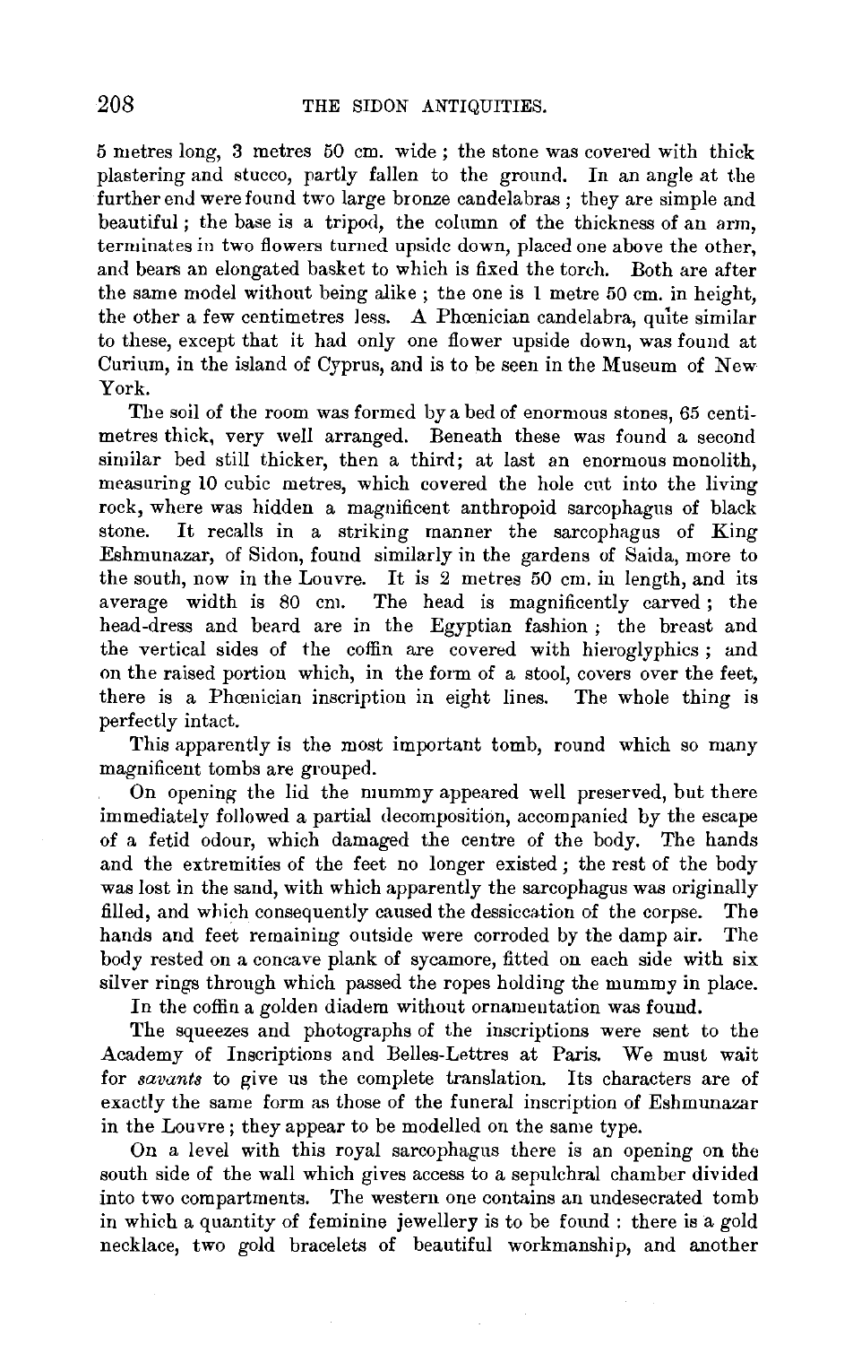5 metres long, 3 metres 50 cm. wide; the stone was covered with thick plastering and stucco, partly fallen to the ground. In an angle at the further end were found two large bronze candelabras; they are simple and beautiful; the base is a tripod, the column of the thickness of an arm, terminates in two flowers turned upside down, placed one above the other, and bears an elongated basket to which is fixed the torch. Both are after the same model without being alike; the one is 1 metre 50 cm. in height, the other a few centimetres less. A Phœnician candelabra, quite similar to these, except that it had only one flower upside down, was found at Curium, in the island of Cyprus, and is to be seen in the Museum of New York.

The soil of the room was formed by a bed of enormous stones, 65 centimetres thick, very well arranged. Beneath these was found a second similar bed still thicker, then a third; at last an enormous monolith, measuring 10 cubic metres, which covered the hole cut into the living rock, where was hidden a magnificent anthropoid sarcophagus of black stone. It recalls in a striking manner the sarcophagus of King Eshmunazar, of Sidon, found similarly in the gardens of Saida, more to the south, now in the Louvre. It is 2 metres 50 cm. in length, and its average width is 80 cm. The head is magnificently carved; the head-dress and beard are in the Egyptian fashion; the breast and the vertical sides of the coffin are covered with hieroglyphics; and on the raised portion which, in the form of a stool, covers over the feet, there is a Phœnician inscription in eight lines. The whole thing is perfectly intact.

This apparently is the most important tomb, round which so many magnificent tombs are grouped.

On opening the lid the mummy appeared well preserved, but there immediately followed a partial decomposition, accompanied by the escape of a fetid odour, which damaged the centre of the body. The hands and the extremities of the feet no longer existed; the rest of the body was lost in the sand, with which apparently the sarcophagus was originally filled, and which consequently caused the dessiccation of the corpse. The hands and feet remaining outside were corroded by the damp air. The body rested on a concave plank of sycamore, fitted on each side with six silver rings through which passed the ropes holding the mummy in place.

In the coffin a golden diadem without ornamentation was found.

The squeezes and photographs of the inscriptions were sent to the Academy of Inscriptions and Belles-Lettres at Paris. We must wait for *savants* to give us the complete translation. Its characters are of exactly the same form as those of the funeral inscription of Eshmunazar in the Louvre; they appear to be modelled on the same type.

On a level with this royal sarcophagus there is an opening on the south side of the wall which gives access to a sepulchral chamber divided into two compartments. The western one contains an undesecrated tomb in which a quantity of feminine jewellery is to be found: there is a gold necklace, two gold bracelets of beautiful workmanship, and another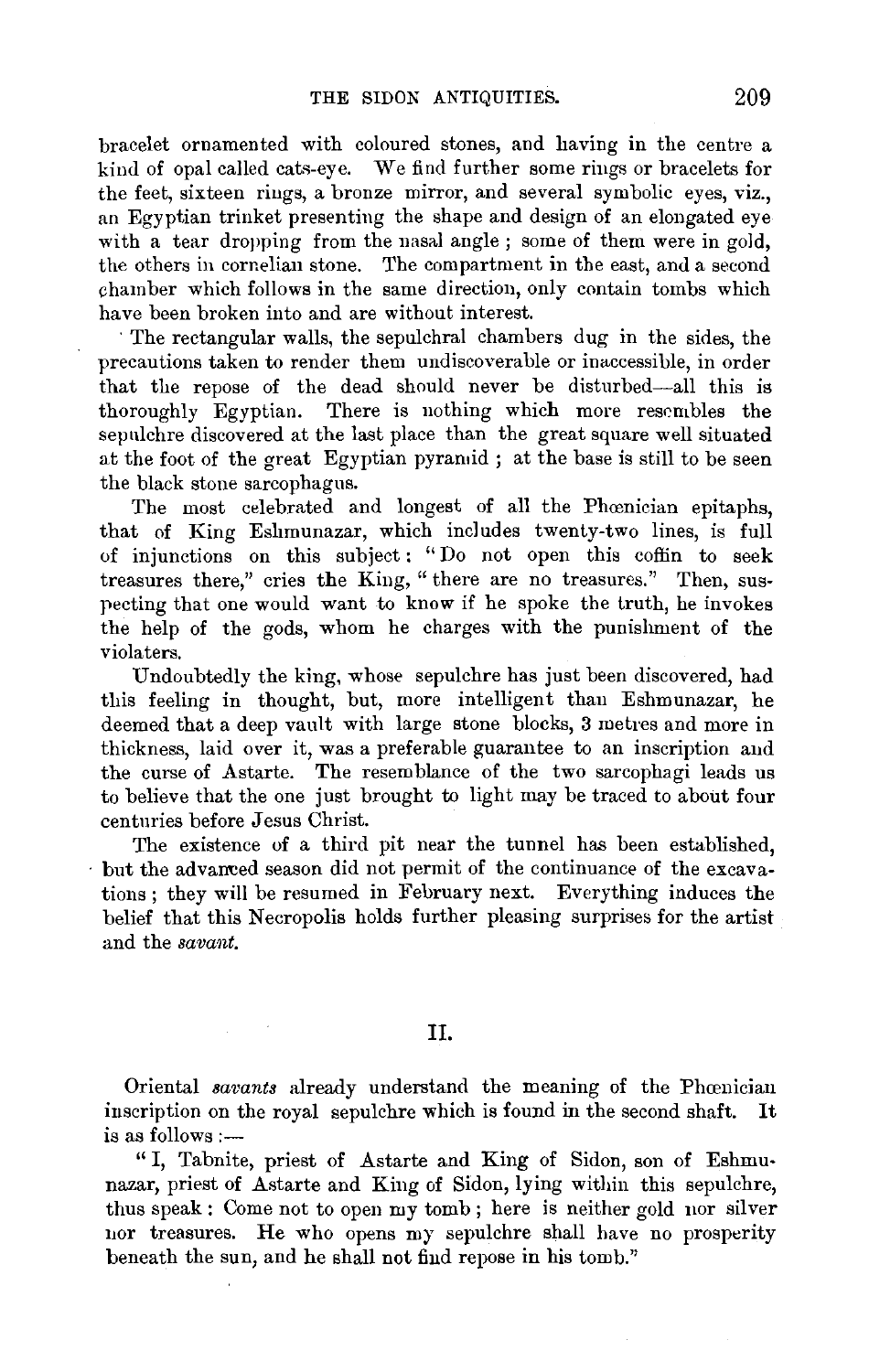bracelet ornamented with coloured stones, and having in the centre a kind of opal called cats-eye. We find further some rings or bracelets for the feet, sixteen rings, a bronze mirror, and several symbolic eyes, viz., an Egyptian trinket presenting the shape and design of an elongated eye with a tear dropping from the nasal angle; some of them were in gold, the others in cornelian stone. The compartment in the east, and a second chamber which follows in the same direction, only contain tombs which have been broken into and are without interest.

The rectangular walls, the sepulchral chambers dug in the sides, the precautions taken to render them undiscoverable or inaccessible, in order that the repose of the dead should never be disturbed—all this is thoroughly Egyptian. There is nothing which more resembles the sepulchre discovered at the last place than the great square well situated at the foot of the great Egyptian pyramid; at the base is still to be seen the black stone sarcophagus.

The most celebrated and longest of all the Phœnician epitaphs, that of King Eshmunazar, which includes twenty-two lines, is full of injunctions on this subject: "Do not open this coffin to seek treasures there," cries the King, "there are no treasures." Then, suspecting that one would want to know if he spoke the truth, he invokes the help of the gods, whom he charges with the punishment of the violaters.

Undoubtedly the king, whose sepulchre has just been discovered, had this feeling in thought, but, more intelligent than Eshmunazar, he deemed that a deep vault with large stone blocks, 3 metres and more in thickness, laid over it, was a preferable guarantee to an inscription and the curse of Astarte. The resemblance of the two sarcophagi leads us to believe that the one just brought to light may be traced to about four centuries before Jesus Christ.

The existence of a third pit near the tunnel has been established, but the advanced season did not permit of the continuance of the excavations; they will be resumed in February next. Everything induces the belief that this Necropolis holds further pleasing surprises for the artist and the *savant.*

## II.

Oriental *savants* already understand the meaning of the Phœnician inscription on the royal sepulchre which is found in the second shaft. It is as follows:—

"I, Tabnite, priest of Astarte and King of Sidon, son of Eshmunazar, priest of Astarte and King of Sidon, lying within this sepulchre, thus speak: Come not to open my tomb; here is neither gold nor silver nor treasures. He who opens my sepulchre shall have no prosperity beneath the sun, and he shall not find repose in his tomb."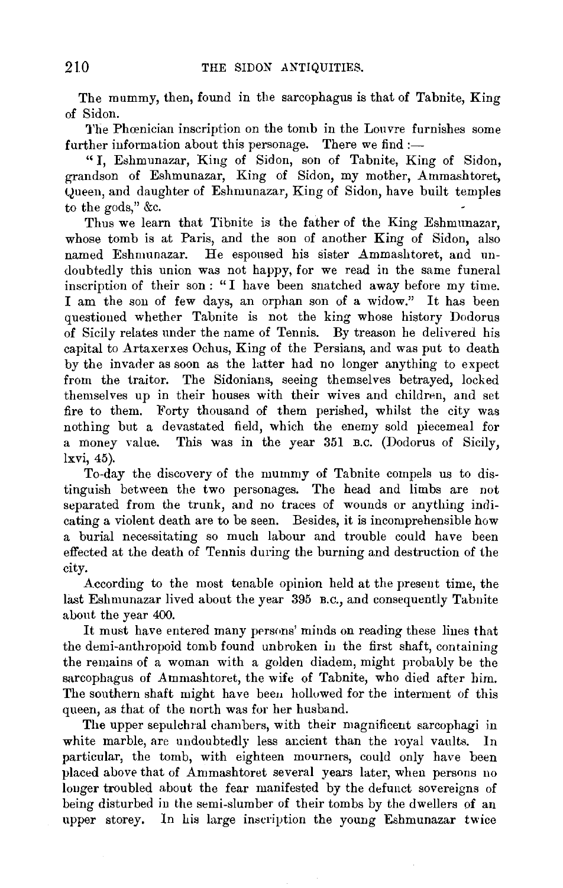The mummy, then, found in the sarcophagus is that of Tabnite, King of Sidon.

The Phœnician inscription on the tomb in the Louvre furnishes some further information about this personage. There we find :—

"I, Eshmunazar, King of Sidon, son of Tabnite, King of Sidon, grandson of Eshmunazar, King of Sidon, my mother, Ammashtoret, Queen, and daughter of Eshmunazar, King of Sidon, have built temples to the gods," &c.

Thus we learn that Tibnite is the father of the King Eshmunazar, whose tomb is at Paris, and the son of another King of Sidon, also named Eshmunazar. He espoused his sister Ammashtoret, and undoubtedly this union was not happy, for we read in the same funeral inscription of their son : "I have been snatched away before my time. I am the son of few days, an orphan son of a widow." It has been questioned whether Tabnite is not the king whose history Dodorus of Sicily relates under the name of Tennis. By treason he delivered his capital to Artaxerxes Ochus, King of the Persians, and was put to death by the invader as soon as the latter had no longer anything to expect from the traitor. The Sidonians, seeing themselves betrayed, locked themselves up in their houses with their wives and children, and set fire to them. Forty thousand of them perished, whilst the city was nothing but a devastated field, which the enemy sold piecemeal for a money value. This was in the year 351 B.C. (Dodorus of Sicily, lxvi, 45).

To-day the discovery of the mummy of Tabnite compels us to distinguish between the two personages. The head and limbs are not separated from the trunk, and no traces of wounds or anything indicating a violent death are to be seen. Besides, it is incomprehensible how a burial necessitating so much labour and trouble could have been effected at the death of Tennis during the burning and destruction of the city.

According to the most tenable opinion held at the present time, the last Eshmunazar lived about the year 395 B.C., and consequently Tabnite about the year 400.

It must have entered many persons' minds on reading these lines that the demi-anthropoid tomb found unbroken in the first shaft, containing the remains of a woman with a golden diadem, might probably be the sarcophagus of Ammashtoret, the wife of Tabnite, who died after him. The southern shaft might have been hollowed for the interment of this queen, as that of the north was for her husband.

The upper sepulchral chambers, with their magnificent sarcophagi in white marble, are undoubtedly less ancient than the royal vaults. In particular, the tomb, with eighteen mourners, could only have been placed above that of Ammashtoret several years later, when persons no longer troubled about the fear manifested by the defunct sovereigns of being disturbed in the semi-slumber of their tombs by the dwellers of an upper storey. In his large inscription the young Eshmunazar twice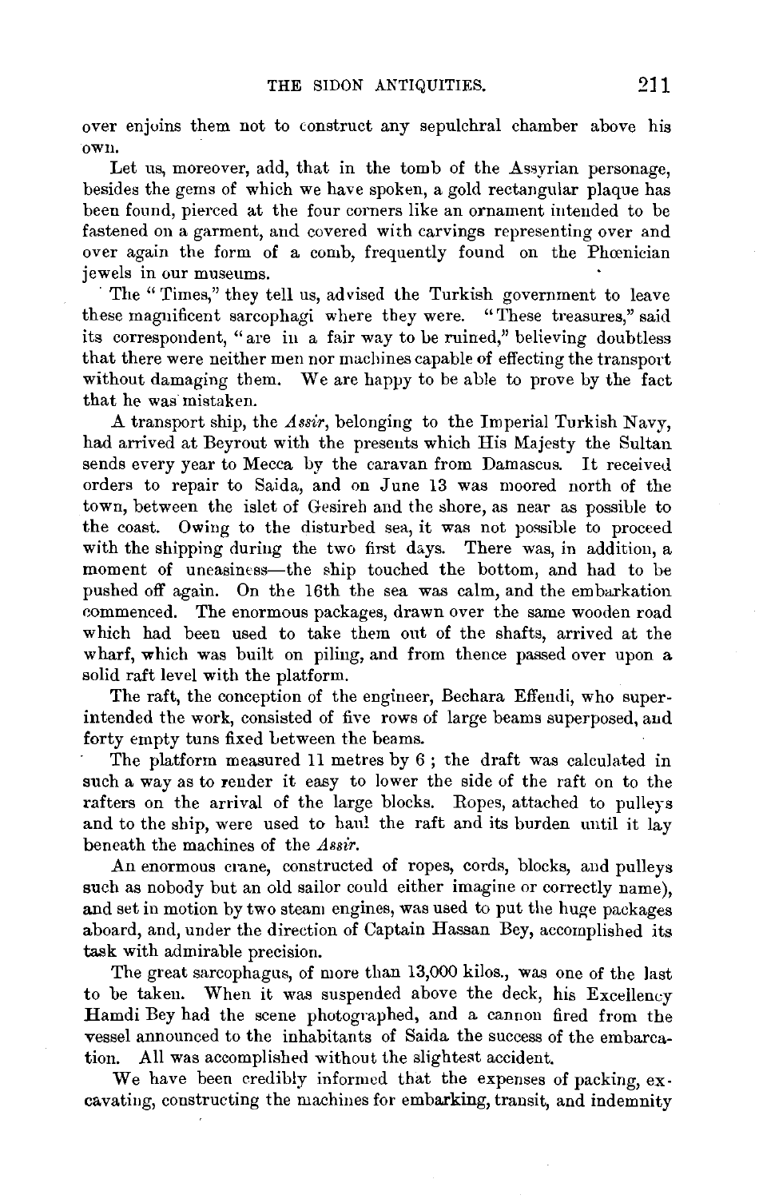over enjoins them not to construct any sepulchral chamber above his own.

Let us, moreover, add, that in the tomb of the Assyrian personage, besides the gems of which we have spoken, a gold rectangular plaque has been found, pierced at the four corners like an ornament intended to be fastened on a garment, and covered with carvings representing over and over again the form of a comb, frequently found on the Phœnician jewels in our museums.

The "Times," they tell us, advised the Turkish government to leave these magnificent sarcophagi where they were. "These treasures," said its correspondent, "are in a fair way to be ruined," believing doubtless that there were neither men nor machines capable of effecting the transport without damaging them. We are happy to be able to prove by the fact that he was mistaken.

A transport ship, the *Assir*, belonging to the Imperial Turkish Navy, had arrived at Beyrout with the presents which His Majesty the Sultan sends every year to Mecca by the caravan from Damascus. It received orders to repair to Saida, and on June 13 was moored north of the town, between the islet of Gesireh and the shore, as near as possible to the coast. Owing to the disturbed sea, it was not possible to proceed with the shipping during the two first days. There was, in addition, a moment of uneasiness—the ship touched the bottom, and had to be pushed off again. On the 16th the sea was calm, and the embarkation commenced. The enormous packages, drawn over the same wooden road which had been used to take them out of the shafts, arrived at the wharf, which was built on piling, and from thence passed over upon a solid raft level with the platform.

The raft, the conception of the engineer, Bechara Effendi, who superintended the work, consisted of five rows of large beams superposed, and forty empty tuns fixed between the beams.

The platform measured 11 metres by 6 ; the draft was calculated in such a way as to render it easy to lower the side of the raft on to the rafters on the arrival of the large blocks. Ropes, attached to pulleys and to the ship, were used to haul the raft and its burden until it lay beneath the machines of the *Assir*.

An enormous crane, constructed of ropes, cords, blocks, and pulleys such as nobody but an old sailor could either imagine or correctly name), and set in motion by two steam engines, was used to put the huge packages aboard, and, under the direction of Captain Hassan Bey, accomplished its task with admirable precision.

The great sarcophagus, of more than 13,000 kilos., was one of the last to be taken. When it was suspended above the deck, his Excellency Hamdi Bey had the scene photographed, and a cannon fired from the vessel announced to the inhabitants of Saida the success of the embarcation. All was accomplished without the slightest accident.

We have been credibly informed that the expenses of packing, excavating, constructing the machines for embarking, transit, and indemnity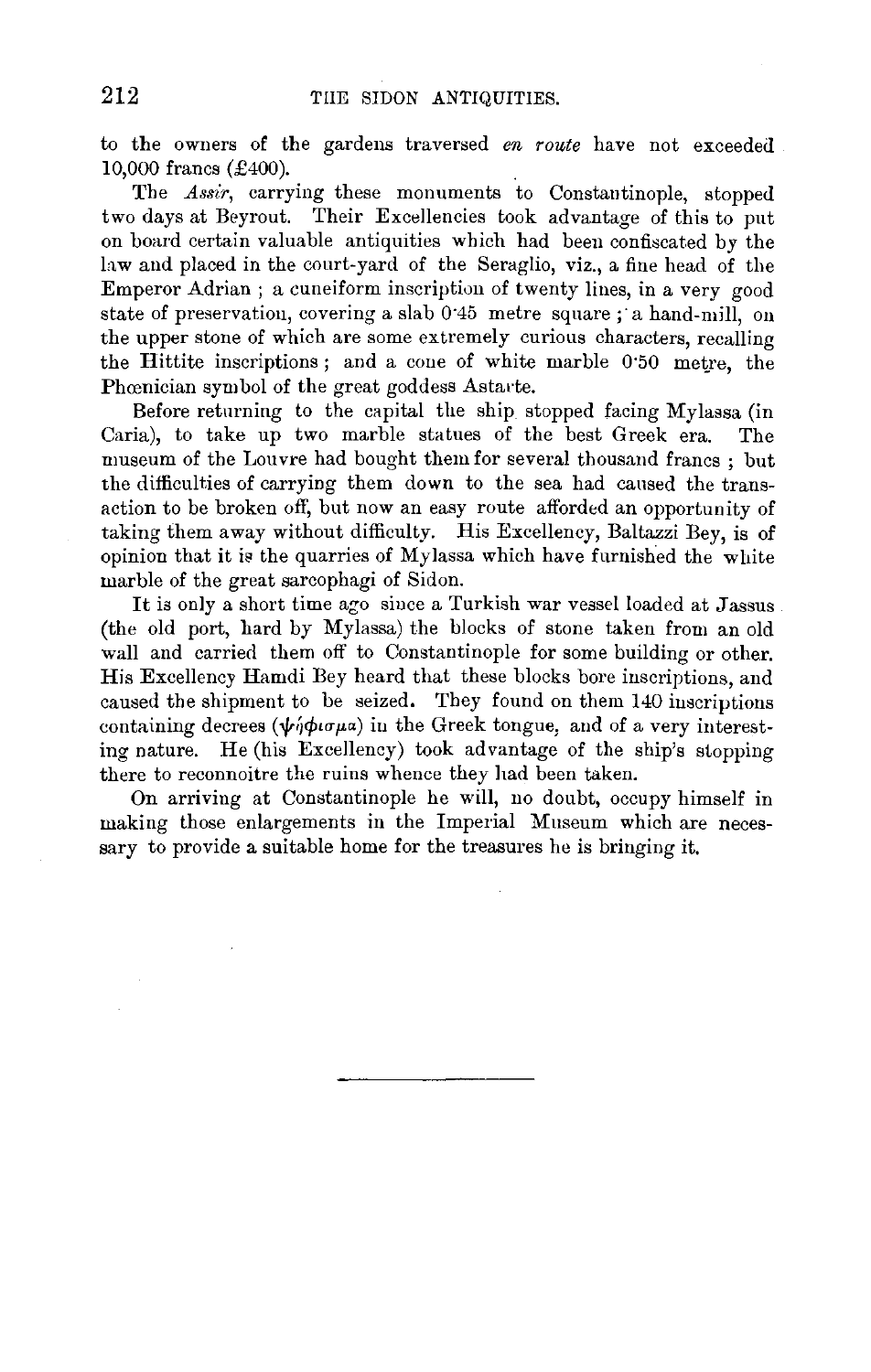to the owners of the gardens traversed *en route* have not exceeded 10,000 francs (£400).

The *Assir*, carrying these monuments to Constantinople, stopped two days at Beyrout. Their Excellencies took advantage of this to put on board certain valuable antiquities which had been confiscated by the law and placed in the court-yard of the Seraglio, viz., a fine head of the Emperor Adrian; a cuneiform inscription of twenty lines, in a very good state of preservation, covering a slab 0·45 metre square; a hand-mill, on the upper stone of which are some extremely curious characters, recalling the Hittite inscriptions; and a cone of white marble 0·50 metre, the Phœnician symbol of the great goddess Astarte.

Before returning to the capital the ship stopped facing Mylassa (in Caria), to take up two marble statues of the best Greek era. The museum of the Louvre had bought them for several thousand francs; but the difficulties of carrying them down to the sea had caused the transaction to be broken off, but now an easy route afforded an opportunity of taking them away without difficulty. His Excellency, Baltazzi Bey, is of opinion that it is the quarries of Mylassa which have furnished the white marble of the great sarcophagi of Sidon.

It is only a short time ago since a Turkish war vessel loaded at Jassus (the old port, hard by Mylassa) the blocks of stone taken from an old wall and carried them off to Constantinople for some building or other. His Excellency Hamdi Bey heard that these blocks bore inscriptions, and caused the shipment to be seized. They found on them 140 inscriptions containing decrees (ψήφισμα) in the Greek tongue, and of a very interesting nature. He (his Excellency) took advantage of the ship's stopping there to reconnoitre the ruins whence they had been taken.

On arriving at Constantinople he will, no doubt, occupy himself in making those enlargements in the Imperial Museum which are necessary to provide a suitable home for the treasures he is bringing it.